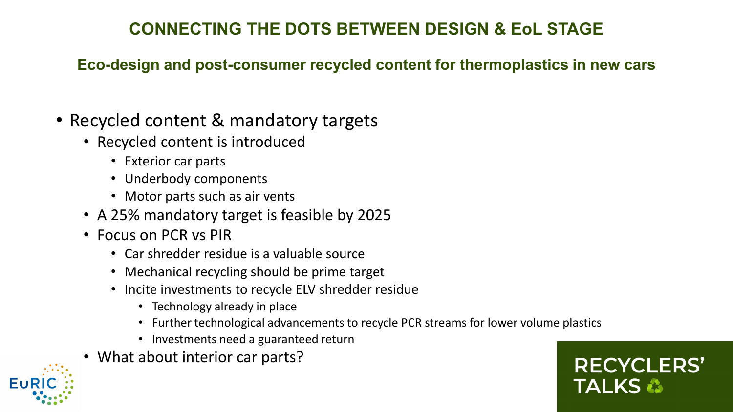## CONNECTING THE DOTS BETWEEN DESIGN & EoL STAGE

### Eco-design and post-consumer recycled content for thermoplastics in new cars

- Recycled content & mandatory targets
  - Recycled content is introduced
    - Exterior car parts
    - Underbody components
    - Motor parts such as air vents
  - A 25% mandatory target is feasible by 2025
  - Focus on PCR vs PIR
    - Car shredder residue is a valuable source
    - Mechanical recycling should be prime target
    - Incite investments to recycle ELV shredder residue
      - Technology already in place
      - Further technological advancements to recycle PCR streams for lower volume plastics
      - Investments need a guaranteed return
  - What about interior car parts?

EuRIC

RECYCLERS' TALKS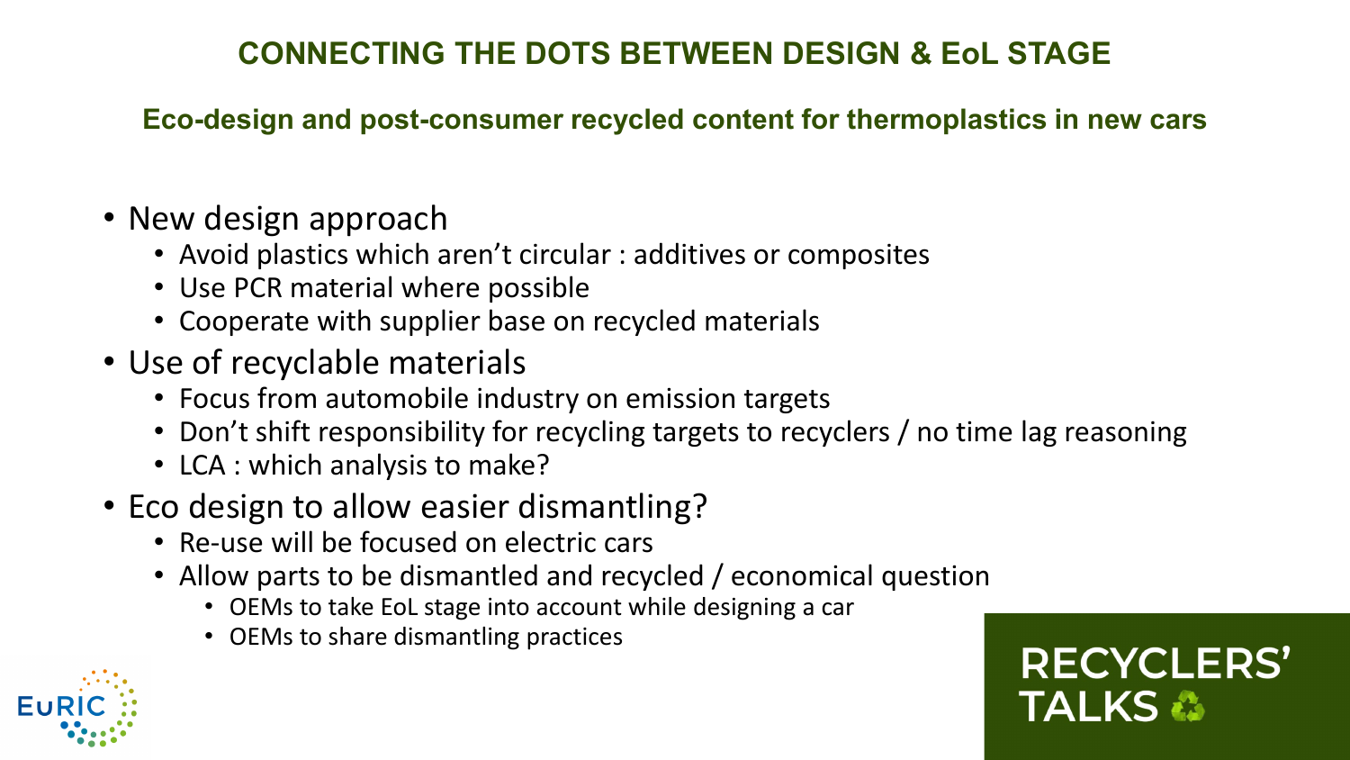# CONNECTING THE DOTS BETWEEN DESIGN & EoL STAGE

## Eco-design and post-consumer recycled content for thermoplastics in new cars

- New design approach
  - Avoid plastics which aren't circular : additives or composites
  - Use PCR material where possible
  - Cooperate with supplier base on recycled materials
- Use of recyclable materials
  - Focus from automobile industry on emission targets
  - Don't shift responsibility for recycling targets to recyclers / no time lag reasoning
  - LCA : which analysis to make?
- Eco design to allow easier dismantling?
  - Re-use will be focused on electric cars
  - Allow parts to be dismantled and recycled / economical question
    - OEMs to take EoL stage into account while designing a car
    - OEMs to share dismantling practices

EuRIC

RECYCLERS' TALKS